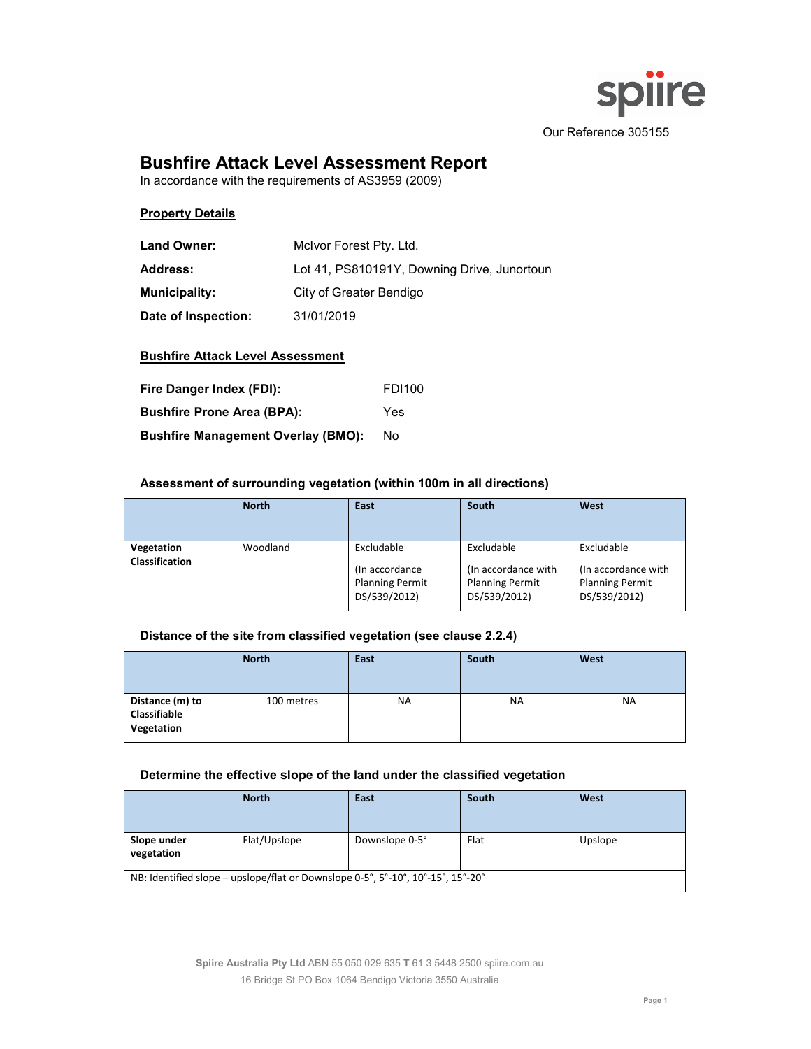Our Reference 305155

# Bushfire Attack Level Assessment Report

In accordance with the requirements of AS3959 (2009)

## Property Details

**Land Owner:** McIvor Forest Pty. Ltd.

**Address:** Lot 41, PS810191Y, Downing Drive, Junortoun

**Municipality:** City of Greater Bendigo

**Date of Inspection:** 31/01/2019

## Bushfire Attack Level Assessment

**Fire Danger Index (FDI):** FDI100

**Bushfire Prone Area (BPA):** Yes

**Bushfire Management Overlay (BMO):** No

### Assessment of surrounding vegetation (within 100m in all directions)

| | North | East | South | West |
|---|---|---|---|---|
| **Vegetation Classification** | Woodland | Excludable (In accordance Planning Permit DS/539/2012) | Excludable (In accordance with Planning Permit DS/539/2012) | Excludable (In accordance with Planning Permit DS/539/2012) |

### Distance of the site from classified vegetation (see clause 2.2.4)

| | North | East | South | West |
|---|---|---|---|---|
| **Distance (m) to Classifiable Vegetation** | 100 metres | NA | NA | NA |

### Determine the effective slope of the land under the classified vegetation

| | North | East | South | West |
|---|---|---|---|---|
| **Slope under vegetation** | Flat/Upslope | Downslope 0-5° | Flat | Upslope |
| NB: Identified slope – upslope/flat or Downslope 0-5°, 5°-10°, 10°-15°, 15°-20° | | | | |

Spiire Australia Pty Ltd ABN 55 050 029 635 T 61 3 5448 2500 spiire.com.au
16 Bridge St PO Box 1064 Bendigo Victoria 3550 Australia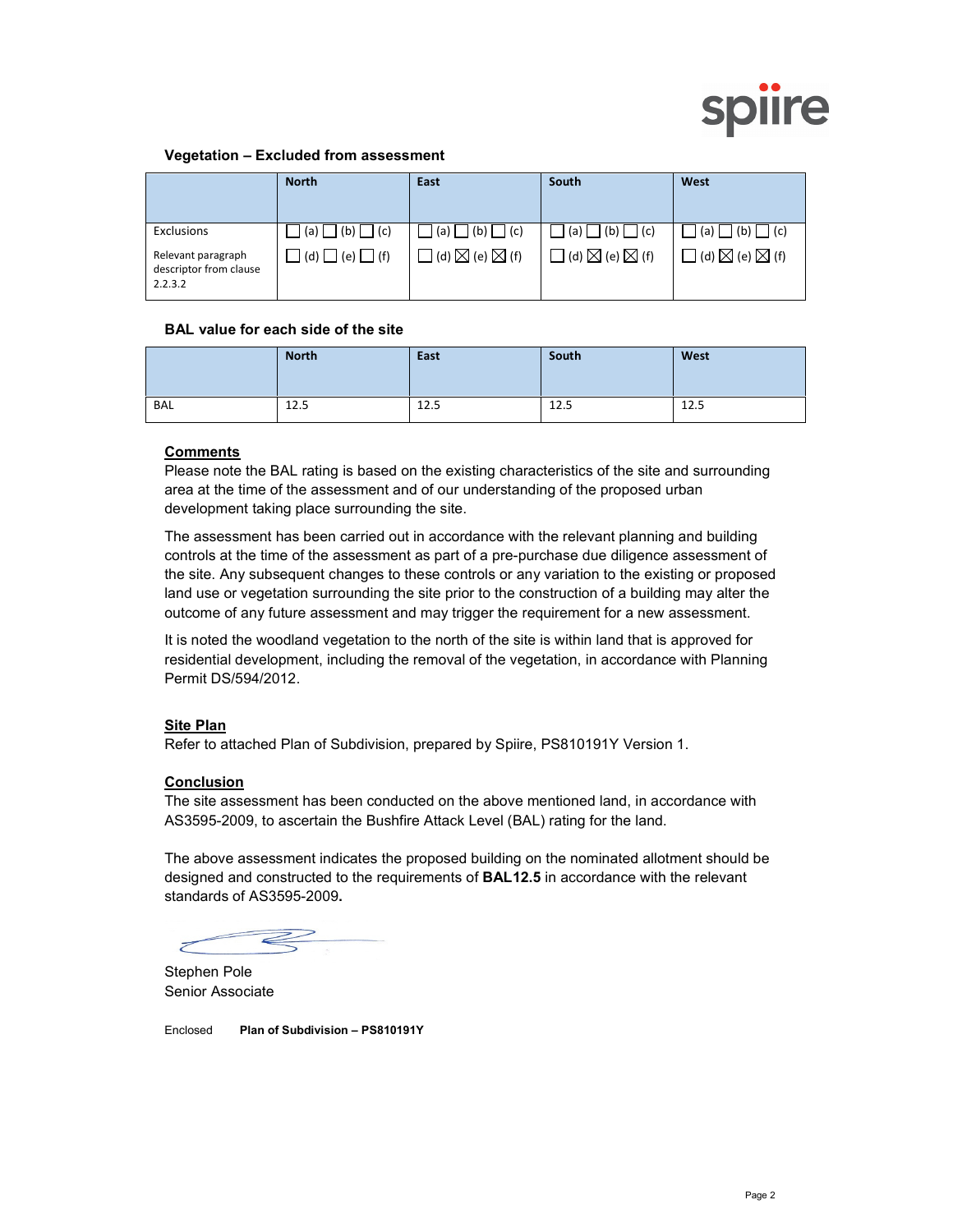### Vegetation – Excluded from assessment

| | North | East | South | West |
|---|---|---|---|---|
| Exclusions<br><br>Relevant paragraph descriptor from clause 2.2.3.2 | ☐ (a) ☐ (b) ☐ (c)<br>☐ (d) ☐ (e) ☐ (f) | ☐ (a) ☐ (b) ☐ (c)<br>☐ (d) ☒ (e) ☒ (f) | ☐ (a) ☐ (b) ☐ (c)<br>☐ (d) ☒ (e) ☒ (f) | ☐ (a) ☐ (b) ☐ (c)<br>☐ (d) ☒ (e) ☒ (f) |

### BAL value for each side of the site

| | North | East | South | West |
|---|---|---|---|---|
| BAL | 12.5 | 12.5 | 12.5 | 12.5 |

**Comments**

Please note the BAL rating is based on the existing characteristics of the site and surrounding area at the time of the assessment and of our understanding of the proposed urban development taking place surrounding the site.

The assessment has been carried out in accordance with the relevant planning and building controls at the time of the assessment as part of a pre-purchase due diligence assessment of the site. Any subsequent changes to these controls or any variation to the existing or proposed land use or vegetation surrounding the site prior to the construction of a building may alter the outcome of any future assessment and may trigger the requirement for a new assessment.

It is noted the woodland vegetation to the north of the site is within land that is approved for residential development, including the removal of the vegetation, in accordance with Planning Permit DS/594/2012.

**Site Plan**

Refer to attached Plan of Subdivision, prepared by Spiire, PS810191Y Version 1.

**Conclusion**

The site assessment has been conducted on the above mentioned land, in accordance with AS3595-2009, to ascertain the Bushfire Attack Level (BAL) rating for the land.

The above assessment indicates the proposed building on the nominated allotment should be designed and constructed to the requirements of **BAL12.5** in accordance with the relevant standards of AS3595-2009**.**

Stephen Pole
Senior Associate

Enclosed **Plan of Subdivision – PS810191Y**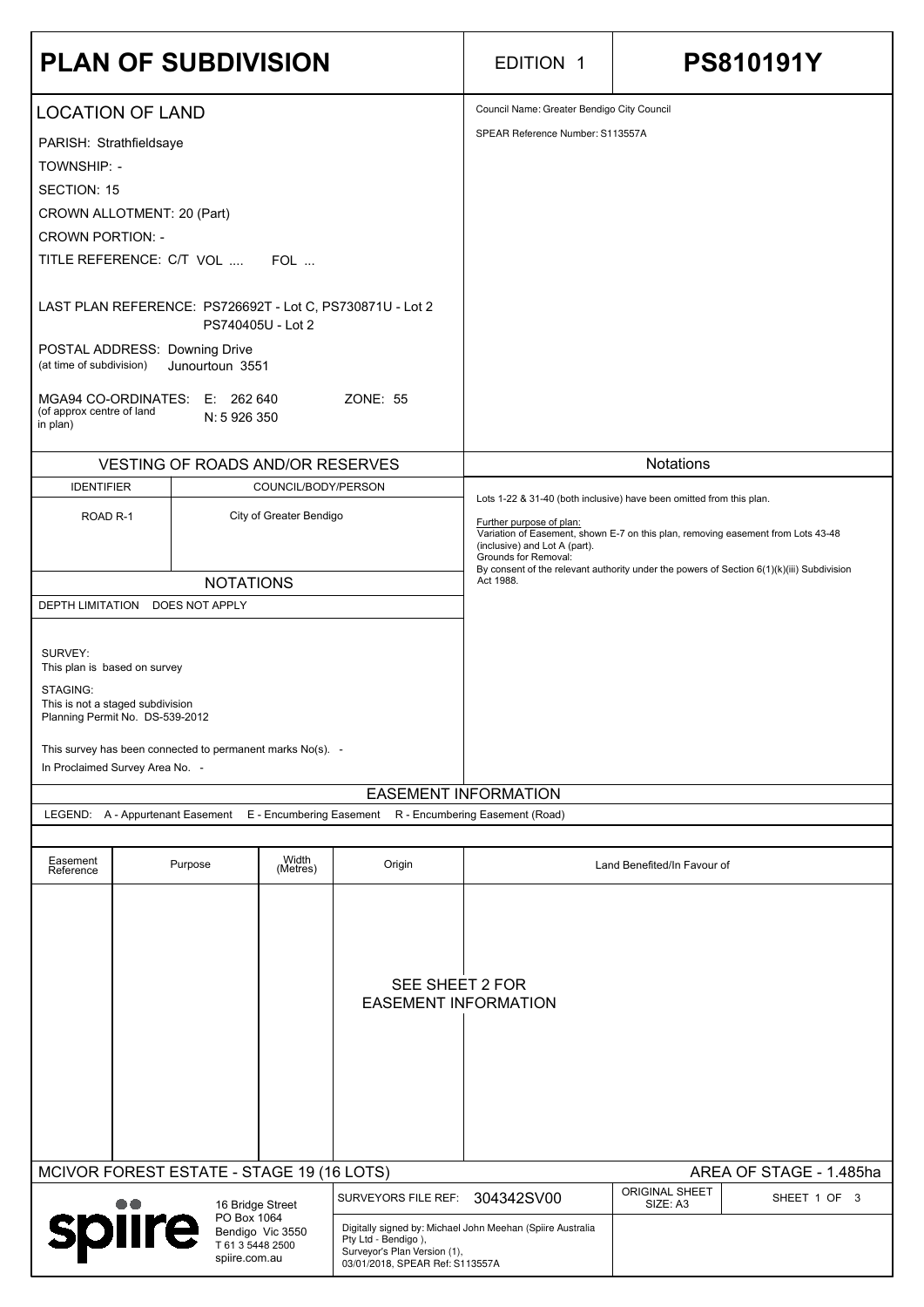# PLAN OF SUBDIVISION

EDITION 1

**PS810191Y**

## LOCATION OF LAND

PARISH: Strathfieldsaye

TOWNSHIP: -

SECTION: 15

CROWN ALLOTMENT: 20 (Part)

CROWN PORTION: -

TITLE REFERENCE: C/T VOL .... FOL ...

LAST PLAN REFERENCE: PS726692T - Lot C, PS730871U - Lot 2
PS740405U - Lot 2

POSTAL ADDRESS: Downing Drive
(at time of subdivision) Junourtoun 3551

MGA94 CO-ORDINATES: E: 262 640 ZONE: 55
(of approx centre of land in plan) N: 5 926 350

Council Name: Greater Bendigo City Council

SPEAR Reference Number: S113557A

## VESTING OF ROADS AND/OR RESERVES

| IDENTIFIER | COUNCIL/BODY/PERSON |
| --- | --- |
| ROAD R-1 | City of Greater Bendigo |

## NOTATIONS

DEPTH LIMITATION DOES NOT APPLY

SURVEY:
This plan is based on survey

STAGING:
This is not a staged subdivision
Planning Permit No. DS-539-2012

This survey has been connected to permanent marks No(s). -

In Proclaimed Survey Area No. -

## Notations

Lots 1-22 & 31-40 (both inclusive) have been omitted from this plan.

Further purpose of plan:
Variation of Easement, shown E-7 on this plan, removing easement from Lots 43-48 (inclusive) and Lot A (part).
Grounds for Removal:
By consent of the relevant authority under the powers of Section 6(1)(k)(iii) Subdivision Act 1988.

## EASEMENT INFORMATION

LEGEND: A - Appurtenant Easement E - Encumbering Easement R - Encumbering Easement (Road)

| Easement Reference | Purpose | Width (Metres) | Origin | Land Benefited/In Favour of |
| --- | --- | --- | --- | --- |
| | | | SEE SHEET 2 FOR EASEMENT INFORMATION | |

MCIVOR FOREST ESTATE - STAGE 19 (16 LOTS)

AREA OF STAGE - 1.485ha

spiire
16 Bridge Street
PO Box 1064
Bendigo Vic 3550
T 61 3 5448 2500
spiire.com.au

SURVEYORS FILE REF: 304342SV00

ORIGINAL SHEET SIZE: A3

SHEET 1 OF 3

Digitally signed by: Michael John Meehan (Spiire Australia Pty Ltd - Bendigo ),
Surveyor's Plan Version (1),
03/01/2018, SPEAR Ref: S113557A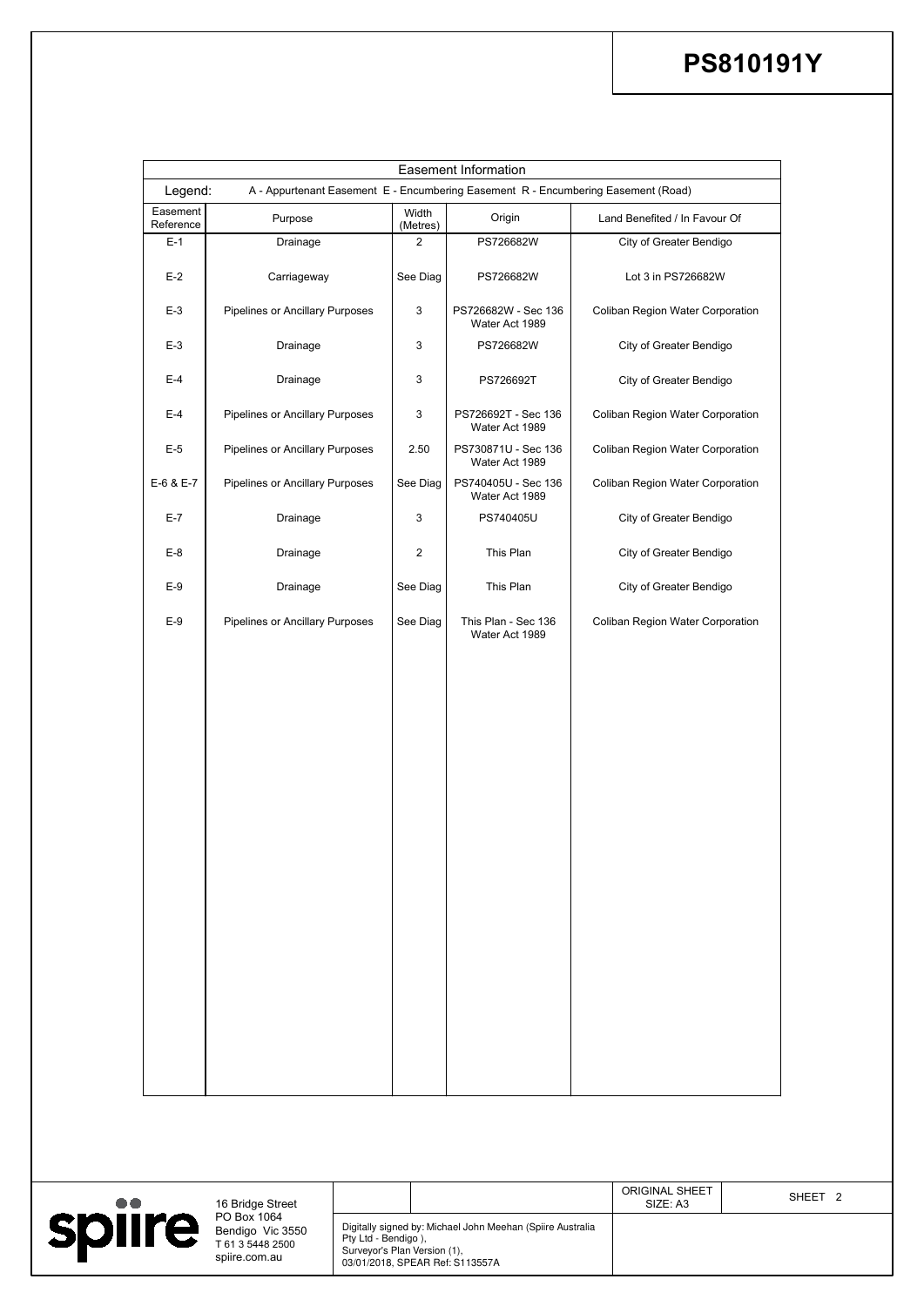# PS810191Y

| Easement Information | | | | |
|---|---|---|---|---|
| Legend: A - Appurtenant Easement E - Encumbering Easement R - Encumbering Easement (Road) | | | | |
| Easement Reference | Purpose | Width (Metres) | Origin | Land Benefited / In Favour Of |
| E-1 | Drainage | 2 | PS726682W | City of Greater Bendigo |
| E-2 | Carriageway | See Diag | PS726682W | Lot 3 in PS726682W |
| E-3 | Pipelines or Ancillary Purposes | 3 | PS726682W - Sec 136 Water Act 1989 | Coliban Region Water Corporation |
| E-3 | Drainage | 3 | PS726682W | City of Greater Bendigo |
| E-4 | Drainage | 3 | PS726692T | City of Greater Bendigo |
| E-4 | Pipelines or Ancillary Purposes | 3 | PS726692T - Sec 136 Water Act 1989 | Coliban Region Water Corporation |
| E-5 | Pipelines or Ancillary Purposes | 2.50 | PS730871U - Sec 136 Water Act 1989 | Coliban Region Water Corporation |
| E-6 & E-7 | Pipelines or Ancillary Purposes | See Diag | PS740405U - Sec 136 Water Act 1989 | Coliban Region Water Corporation |
| E-7 | Drainage | 3 | PS740405U | City of Greater Bendigo |
| E-8 | Drainage | 2 | This Plan | City of Greater Bendigo |
| E-9 | Drainage | See Diag | This Plan | City of Greater Bendigo |
| E-9 | Pipelines or Ancillary Purposes | See Diag | This Plan - Sec 136 Water Act 1989 | Coliban Region Water Corporation |

spiire
16 Bridge Street
PO Box 1064
Bendigo Vic 3550
T 61 3 5448 2500
spiire.com.au

Digitally signed by: Michael John Meehan (Spiire Australia Pty Ltd - Bendigo ),
Surveyor's Plan Version (1),
03/01/2018, SPEAR Ref: S113557A

ORIGINAL SHEET SIZE: A3

SHEET 2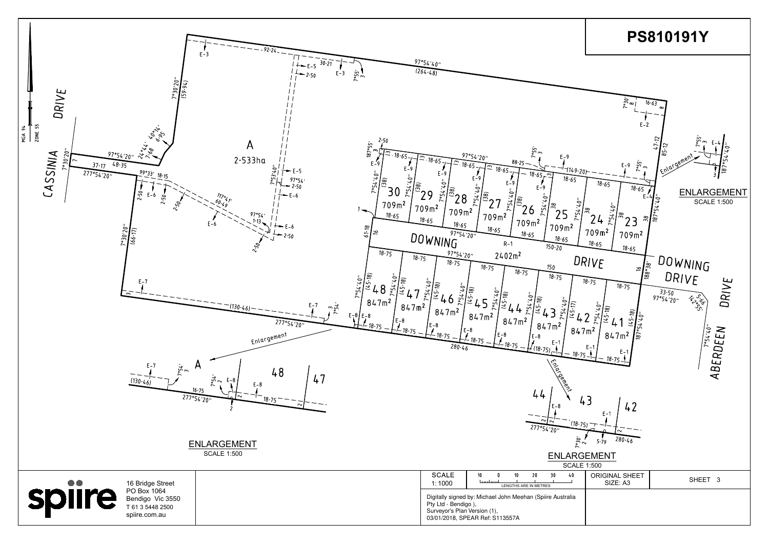# PS810191Y

MGA 94 ZONE 55

CASSINIA DRIVE

DOWNING DRIVE

ABERDEEN DRIVE

A
2·533ha

| Lot | Area |
|---|---|
| 23 | 709m² |
| 24 | 709m² |
| 25 | 709m² |
| 26 | 709m² |
| 27 | 709m² |
| 28 | 709m² |
| 29 | 709m² |
| 30 | 709m² |
| 41 | 847m² |
| 42 | 847m² |
| 43 | 847m² |
| 44 | 847m² |
| 45 | 847m² |
| 46 | 847m² |
| 47 | 847m² |
| 48 | 847m² |

DOWNING DRIVE R-1 2402m²

ENLARGEMENT
SCALE 1:500

ENLARGEMENT
SCALE 1:500

ENLARGEMENT
SCALE 1:500

| SCALE | ORIGINAL SHEET SIZE | SHEET |
|---|---|---|
| 1: 1000 | A3 | 3 |

LENGTHS ARE IN METRES

Digitally signed by: Michael John Meehan (Spiire Australia Pty Ltd - Bendigo ),
Surveyor's Plan Version (1),
03/01/2018, SPEAR Ref: S113557A

spiire
16 Bridge Street
PO Box 1064
Bendigo Vic 3550
T 61 3 5448 2500
spiire.com.au